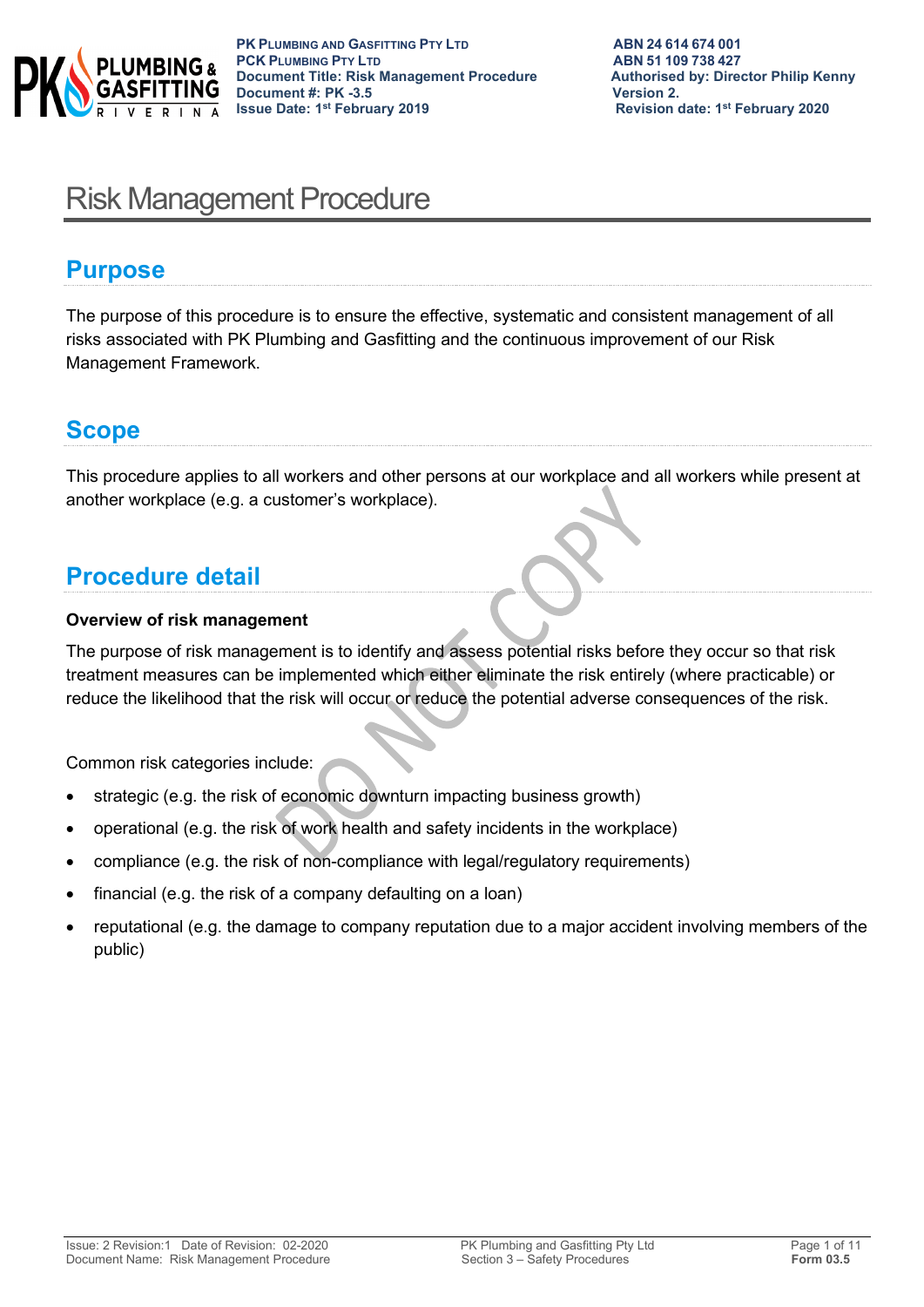# Risk Management Procedure

## Purpose

The purpose of this procedure is to ensure the effective, systematic and consistent management of all risks associated with PK Plumbing and Gasfitting and the continuous improvement of our Risk Management Framework.

## Scope

This procedure applies to all workers and other persons at our workplace and all workers while present at another workplace (e.g. a customer's workplace).

## Procedure detail

**Overview of risk management**

The purpose of risk management is to identify and assess potential risks before they occur so that risk treatment measures can be implemented which either eliminate the risk entirely (where practicable) or reduce the likelihood that the risk will occur or reduce the potential adverse consequences of the risk.

Common risk categories include:

- strategic (e.g. the risk of economic downturn impacting business growth)
- operational (e.g. the risk of work health and safety incidents in the workplace)
- compliance (e.g. the risk of non-compliance with legal/regulatory requirements)
- financial (e.g. the risk of a company defaulting on a loan)
- reputational (e.g. the damage to company reputation due to a major accident involving members of the public)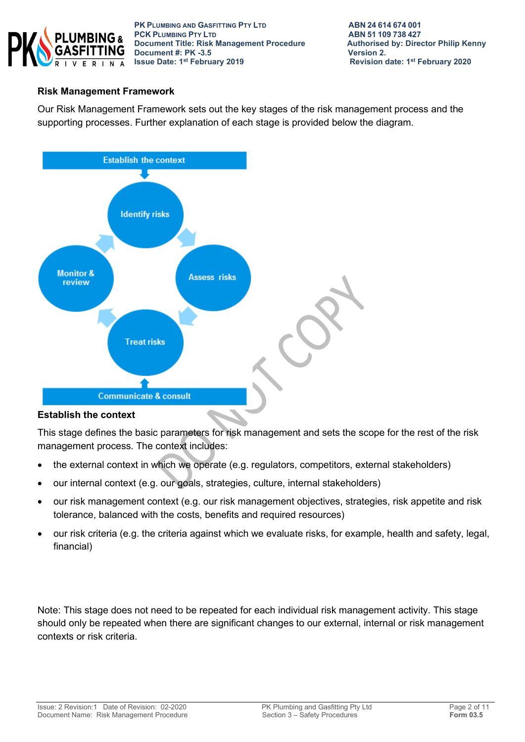## Risk Management Framework

Our Risk Management Framework sets out the key stages of the risk management process and the supporting processes. Further explanation of each stage is provided below the diagram.

Establish the context

Identify risks

Assess risks

Treat risks

Monitor & review

Communicate & consult

## Establish the context

This stage defines the basic parameters for risk management and sets the scope for the rest of the risk management process. The context includes:

- the external context in which we operate (e.g. regulators, competitors, external stakeholders)
- our internal context (e.g. our goals, strategies, culture, internal stakeholders)
- our risk management context (e.g. our risk management objectives, strategies, risk appetite and risk tolerance, balanced with the costs, benefits and required resources)
- our risk criteria (e.g. the criteria against which we evaluate risks, for example, health and safety, legal, financial)

Note: This stage does not need to be repeated for each individual risk management activity. This stage should only be repeated when there are significant changes to our external, internal or risk management contexts or risk criteria.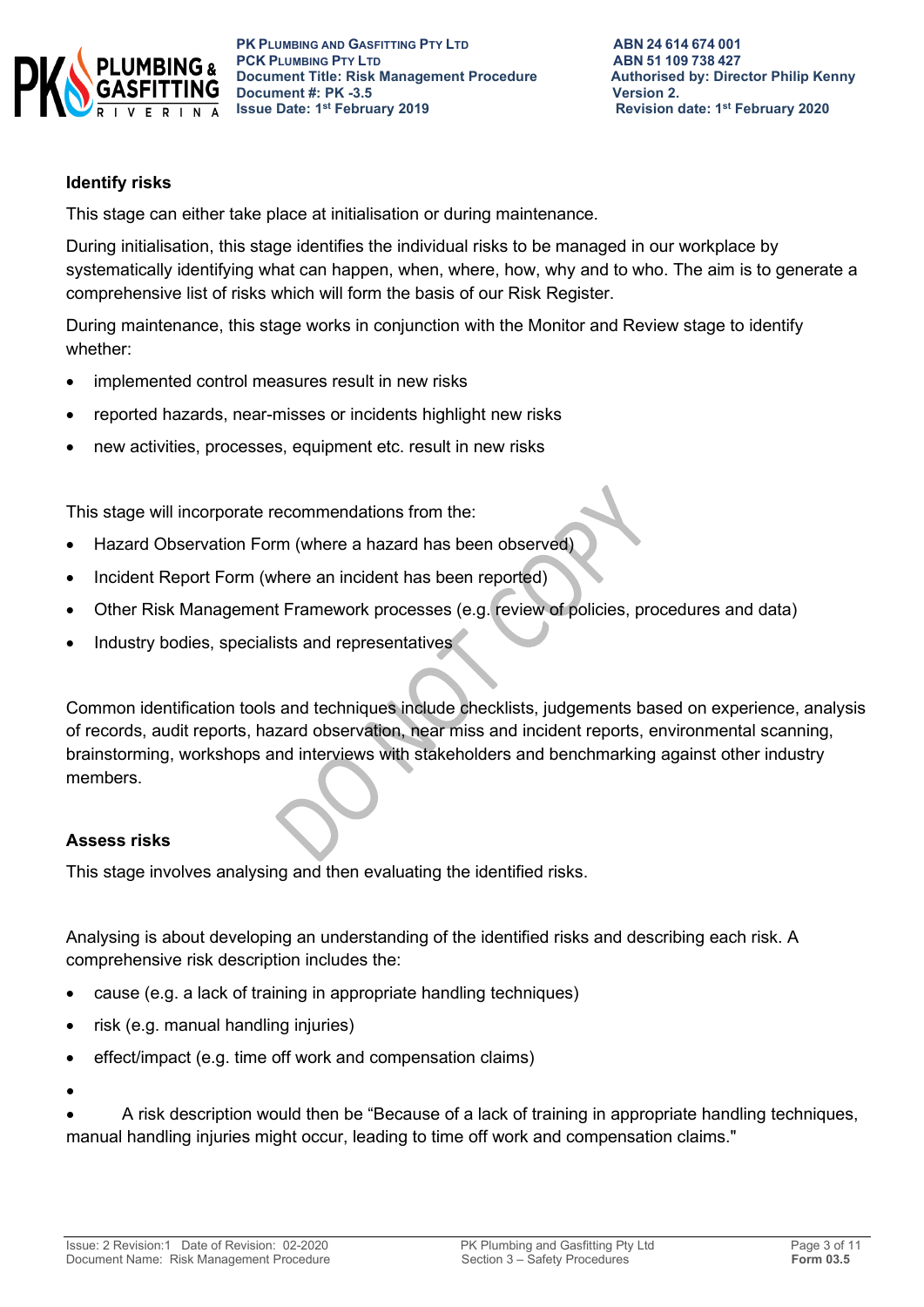## Identify risks

This stage can either take place at initialisation or during maintenance.

During initialisation, this stage identifies the individual risks to be managed in our workplace by systematically identifying what can happen, when, where, how, why and to who. The aim is to generate a comprehensive list of risks which will form the basis of our Risk Register.

During maintenance, this stage works in conjunction with the Monitor and Review stage to identify whether:

- implemented control measures result in new risks
- reported hazards, near-misses or incidents highlight new risks
- new activities, processes, equipment etc. result in new risks

This stage will incorporate recommendations from the:

- Hazard Observation Form (where a hazard has been observed)
- Incident Report Form (where an incident has been reported)
- Other Risk Management Framework processes (e.g. review of policies, procedures and data)
- Industry bodies, specialists and representatives

Common identification tools and techniques include checklists, judgements based on experience, analysis of records, audit reports, hazard observation, near miss and incident reports, environmental scanning, brainstorming, workshops and interviews with stakeholders and benchmarking against other industry members.

## Assess risks

This stage involves analysing and then evaluating the identified risks.

Analysing is about developing an understanding of the identified risks and describing each risk. A comprehensive risk description includes the:

- cause (e.g. a lack of training in appropriate handling techniques)
- risk (e.g. manual handling injuries)
- effect/impact (e.g. time off work and compensation claims)
- 
- A risk description would then be "Because of a lack of training in appropriate handling techniques, manual handling injuries might occur, leading to time off work and compensation claims."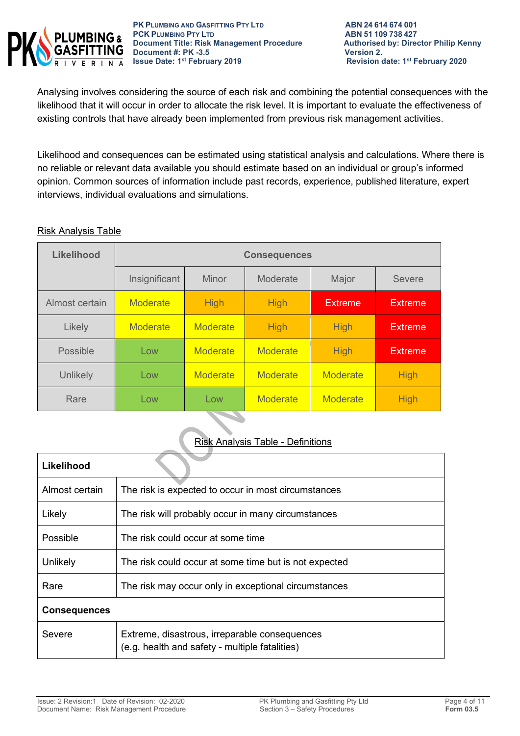Analysing involves considering the source of each risk and combining the potential consequences with the likelihood that it will occur in order to allocate the risk level. It is important to evaluate the effectiveness of existing controls that have already been implemented from previous risk management activities.

Likelihood and consequences can be estimated using statistical analysis and calculations. Where there is no reliable or relevant data available you should estimate based on an individual or group's informed opinion. Common sources of information include past records, experience, published literature, expert interviews, individual evaluations and simulations.

Risk Analysis Table

| Likelihood | Consequences | | | | |
|---|---|---|---|---|---|
| | Insignificant | Minor | Moderate | Major | Severe |
| Almost certain | Moderate | High | High | Extreme | Extreme |
| Likely | Moderate | Moderate | High | High | Extreme |
| Possible | Low | Moderate | Moderate | High | Extreme |
| Unlikely | Low | Moderate | Moderate | Moderate | High |
| Rare | Low | Low | Moderate | Moderate | High |

Risk Analysis Table - Definitions

| **Likelihood** | |
|---|---|
| Almost certain | The risk is expected to occur in most circumstances |
| Likely | The risk will probably occur in many circumstances |
| Possible | The risk could occur at some time |
| Unlikely | The risk could occur at some time but is not expected |
| Rare | The risk may occur only in exceptional circumstances |
| **Consequences** | |
| Severe | Extreme, disastrous, irreparable consequences (e.g. health and safety - multiple fatalities) |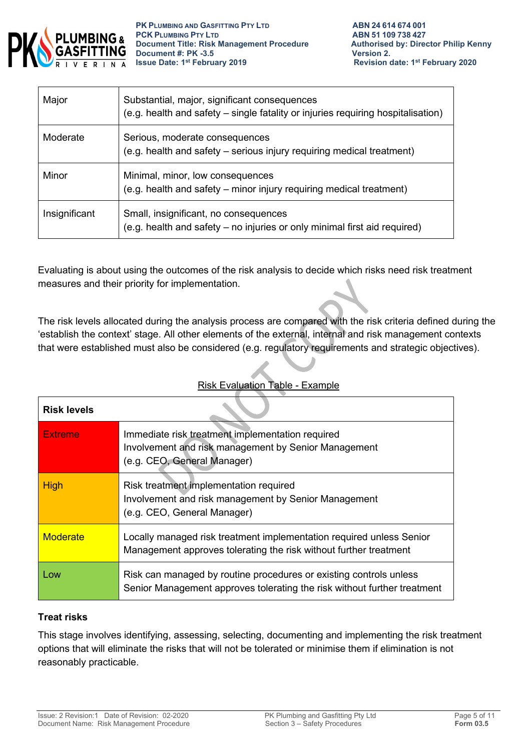| Major | Substantial, major, significant consequences<br>(e.g. health and safety – single fatality or injuries requiring hospitalisation) |
|---|---|
| Moderate | Serious, moderate consequences<br>(e.g. health and safety – serious injury requiring medical treatment) |
| Minor | Minimal, minor, low consequences<br>(e.g. health and safety – minor injury requiring medical treatment) |
| Insignificant | Small, insignificant, no consequences<br>(e.g. health and safety – no injuries or only minimal first aid required) |

Evaluating is about using the outcomes of the risk analysis to decide which risks need risk treatment measures and their priority for implementation.

The risk levels allocated during the analysis process are compared with the risk criteria defined during the 'establish the context' stage. All other elements of the external, internal and risk management contexts that were established must also be considered (e.g. regulatory requirements and strategic objectives).

Risk Evaluation Table - Example

| **Risk levels** | |
|---|---|
| Extreme | Immediate risk treatment implementation required<br>Involvement and risk management by Senior Management<br>(e.g. CEO, General Manager) |
| High | Risk treatment implementation required<br>Involvement and risk management by Senior Management<br>(e.g. CEO, General Manager) |
| Moderate | Locally managed risk treatment implementation required unless Senior Management approves tolerating the risk without further treatment |
| Low | Risk can managed by routine procedures or existing controls unless Senior Management approves tolerating the risk without further treatment |

**Treat risks**

This stage involves identifying, assessing, selecting, documenting and implementing the risk treatment options that will eliminate the risks that will not be tolerated or minimise them if elimination is not reasonably practicable.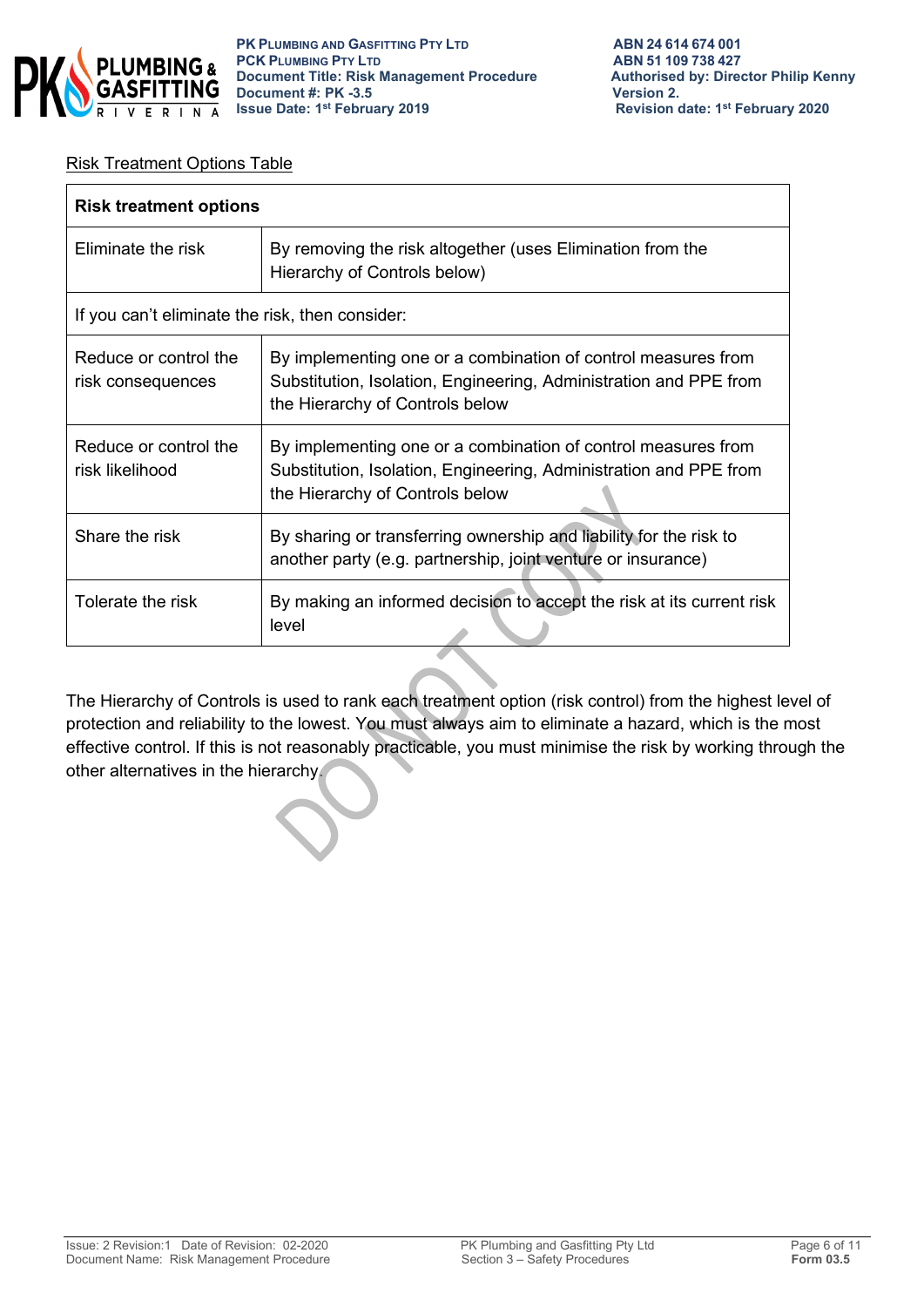Risk Treatment Options Table

| Risk treatment options | |
|---|---|
| Eliminate the risk | By removing the risk altogether (uses Elimination from the Hierarchy of Controls below) |
| If you can't eliminate the risk, then consider: | |
| Reduce or control the risk consequences | By implementing one or a combination of control measures from Substitution, Isolation, Engineering, Administration and PPE from the Hierarchy of Controls below |
| Reduce or control the risk likelihood | By implementing one or a combination of control measures from Substitution, Isolation, Engineering, Administration and PPE from the Hierarchy of Controls below |
| Share the risk | By sharing or transferring ownership and liability for the risk to another party (e.g. partnership, joint venture or insurance) |
| Tolerate the risk | By making an informed decision to accept the risk at its current risk level |

The Hierarchy of Controls is used to rank each treatment option (risk control) from the highest level of protection and reliability to the lowest. You must always aim to eliminate a hazard, which is the most effective control. If this is not reasonably practicable, you must minimise the risk by working through the other alternatives in the hierarchy.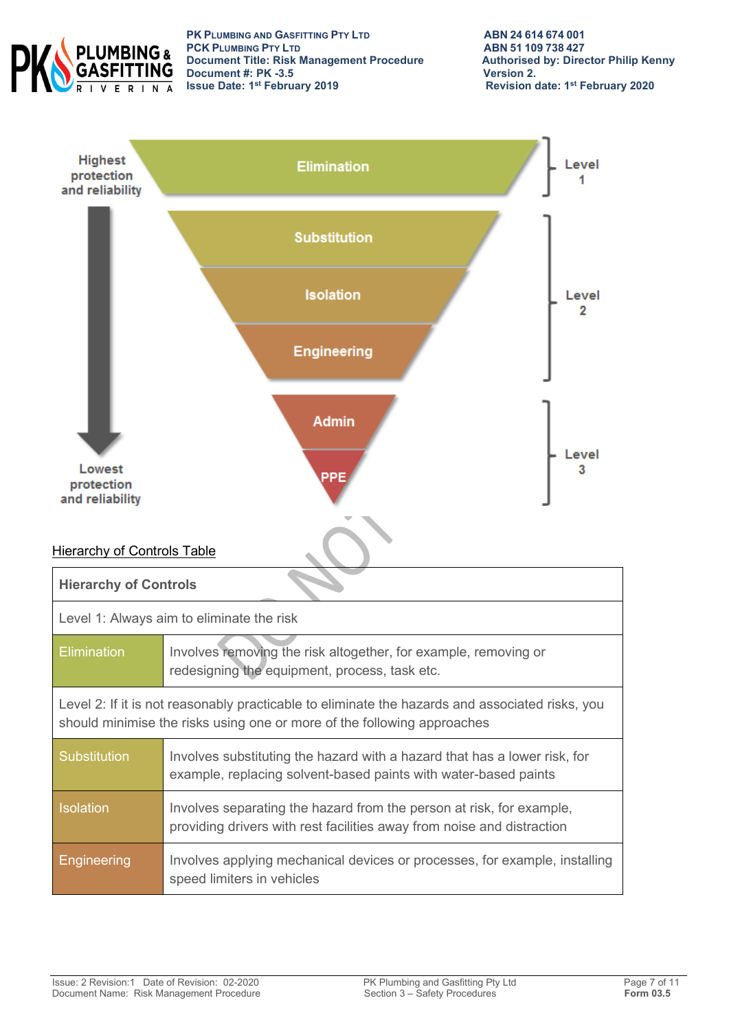Highest protection and reliability

Elimination — Level 1

Substitution

Isolation — Level 2

Engineering

Admin — Level 3

PPE

Lowest protection and reliability

Hierarchy of Controls Table

| Hierarchy of Controls | |
|---|---|
| Level 1: Always aim to eliminate the risk | |
| Elimination | Involves removing the risk altogether, for example, removing or redesigning the equipment, process, task etc. |
| Level 2: If it is not reasonably practicable to eliminate the hazards and associated risks, you should minimise the risks using one or more of the following approaches | |
| Substitution | Involves substituting the hazard with a hazard that has a lower risk, for example, replacing solvent-based paints with water-based paints |
| Isolation | Involves separating the hazard from the person at risk, for example, providing drivers with rest facilities away from noise and distraction |
| Engineering | Involves applying mechanical devices or processes, for example, installing speed limiters in vehicles |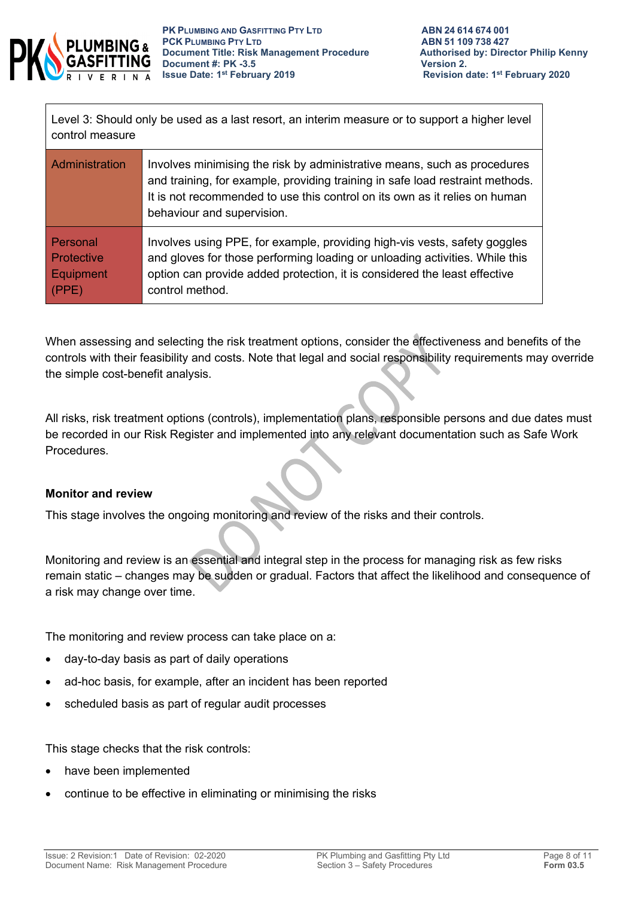| Level 3: Should only be used as a last resort, an interim measure or to support a higher level control measure | |
|---|---|
| Administration | Involves minimising the risk by administrative means, such as procedures and training, for example, providing training in safe load restraint methods. It is not recommended to use this control on its own as it relies on human behaviour and supervision. |
| Personal Protective Equipment (PPE) | Involves using PPE, for example, providing high-vis vests, safety goggles and gloves for those performing loading or unloading activities. While this option can provide added protection, it is considered the least effective control method. |

When assessing and selecting the risk treatment options, consider the effectiveness and benefits of the controls with their feasibility and costs. Note that legal and social responsibility requirements may override the simple cost-benefit analysis.

All risks, risk treatment options (controls), implementation plans, responsible persons and due dates must be recorded in our Risk Register and implemented into any relevant documentation such as Safe Work Procedures.

**Monitor and review**

This stage involves the ongoing monitoring and review of the risks and their controls.

Monitoring and review is an essential and integral step in the process for managing risk as few risks remain static – changes may be sudden or gradual. Factors that affect the likelihood and consequence of a risk may change over time.

The monitoring and review process can take place on a:

- day-to-day basis as part of daily operations
- ad-hoc basis, for example, after an incident has been reported
- scheduled basis as part of regular audit processes

This stage checks that the risk controls:

- have been implemented
- continue to be effective in eliminating or minimising the risks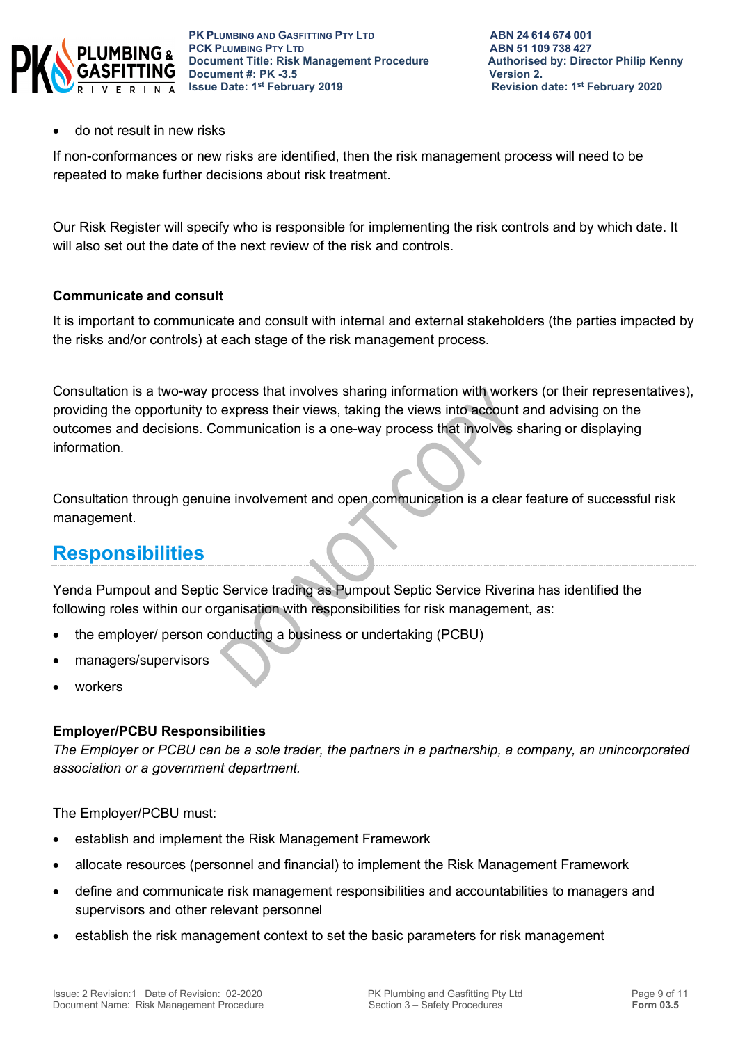- do not result in new risks

If non-conformances or new risks are identified, then the risk management process will need to be repeated to make further decisions about risk treatment.

Our Risk Register will specify who is responsible for implementing the risk controls and by which date. It will also set out the date of the next review of the risk and controls.

**Communicate and consult**

It is important to communicate and consult with internal and external stakeholders (the parties impacted by the risks and/or controls) at each stage of the risk management process.

Consultation is a two-way process that involves sharing information with workers (or their representatives), providing the opportunity to express their views, taking the views into account and advising on the outcomes and decisions. Communication is a one-way process that involves sharing or displaying information.

Consultation through genuine involvement and open communication is a clear feature of successful risk management.

## Responsibilities

Yenda Pumpout and Septic Service trading as Pumpout Septic Service Riverina has identified the following roles within our organisation with responsibilities for risk management, as:

- the employer/ person conducting a business or undertaking (PCBU)
- managers/supervisors
- workers

**Employer/PCBU Responsibilities**

*The Employer or PCBU can be a sole trader, the partners in a partnership, a company, an unincorporated association or a government department.*

The Employer/PCBU must:

- establish and implement the Risk Management Framework
- allocate resources (personnel and financial) to implement the Risk Management Framework
- define and communicate risk management responsibilities and accountabilities to managers and supervisors and other relevant personnel
- establish the risk management context to set the basic parameters for risk management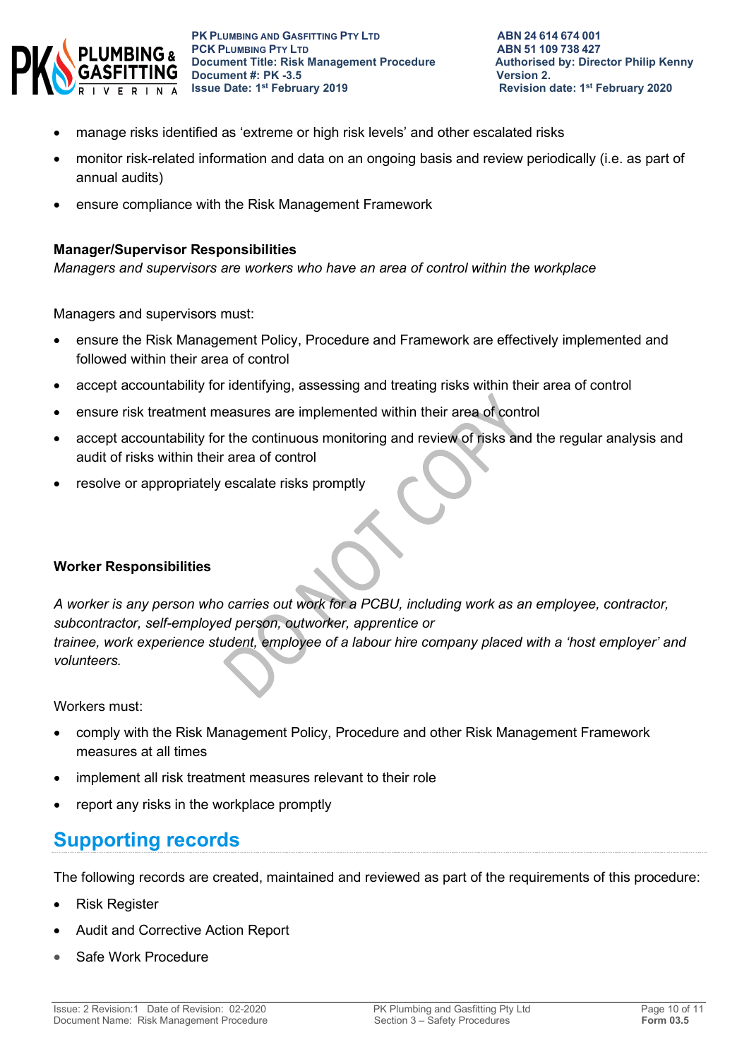- manage risks identified as 'extreme or high risk levels' and other escalated risks
- monitor risk-related information and data on an ongoing basis and review periodically (i.e. as part of annual audits)
- ensure compliance with the Risk Management Framework

**Manager/Supervisor Responsibilities**

*Managers and supervisors are workers who have an area of control within the workplace*

Managers and supervisors must:

- ensure the Risk Management Policy, Procedure and Framework are effectively implemented and followed within their area of control
- accept accountability for identifying, assessing and treating risks within their area of control
- ensure risk treatment measures are implemented within their area of control
- accept accountability for the continuous monitoring and review of risks and the regular analysis and audit of risks within their area of control
- resolve or appropriately escalate risks promptly

**Worker Responsibilities**

*A worker is any person who carries out work for a PCBU, including work as an employee, contractor, subcontractor, self-employed person, outworker, apprentice or trainee, work experience student, employee of a labour hire company placed with a 'host employer' and volunteers.*

Workers must:

- comply with the Risk Management Policy, Procedure and other Risk Management Framework measures at all times
- implement all risk treatment measures relevant to their role
- report any risks in the workplace promptly

## Supporting records

The following records are created, maintained and reviewed as part of the requirements of this procedure:

- Risk Register
- Audit and Corrective Action Report
- Safe Work Procedure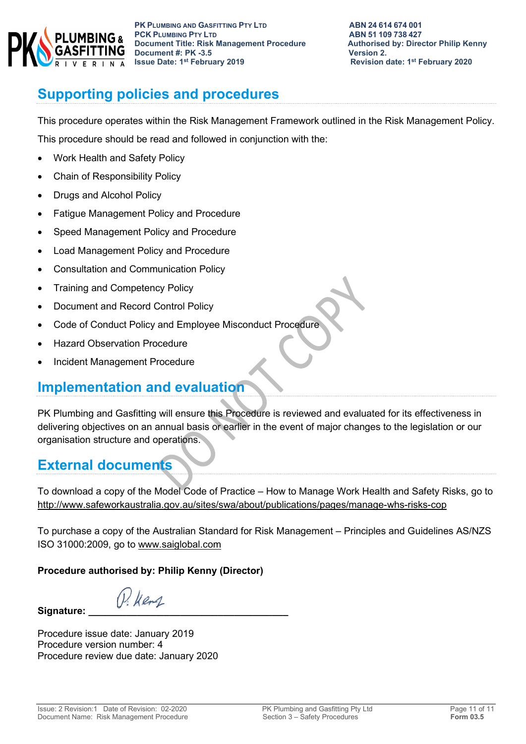## Supporting policies and procedures

This procedure operates within the Risk Management Framework outlined in the Risk Management Policy.

This procedure should be read and followed in conjunction with the:

- Work Health and Safety Policy
- Chain of Responsibility Policy
- Drugs and Alcohol Policy
- Fatigue Management Policy and Procedure
- Speed Management Policy and Procedure
- Load Management Policy and Procedure
- Consultation and Communication Policy
- Training and Competency Policy
- Document and Record Control Policy
- Code of Conduct Policy and Employee Misconduct Procedure
- Hazard Observation Procedure
- Incident Management Procedure

## Implementation and evaluation

PK Plumbing and Gasfitting will ensure this Procedure is reviewed and evaluated for its effectiveness in delivering objectives on an annual basis or earlier in the event of major changes to the legislation or our organisation structure and operations.

## External documents

To download a copy of the Model Code of Practice – How to Manage Work Health and Safety Risks, go to http://www.safeworkaustralia.gov.au/sites/swa/about/publications/pages/manage-whs-risks-cop

To purchase a copy of the Australian Standard for Risk Management – Principles and Guidelines AS/NZS ISO 31000:2009, go to www.saiglobal.com

**Procedure authorised by: Philip Kenny (Director)**

**Signature:** P. Kenny

Procedure issue date: January 2019
Procedure version number: 4
Procedure review due date: January 2020